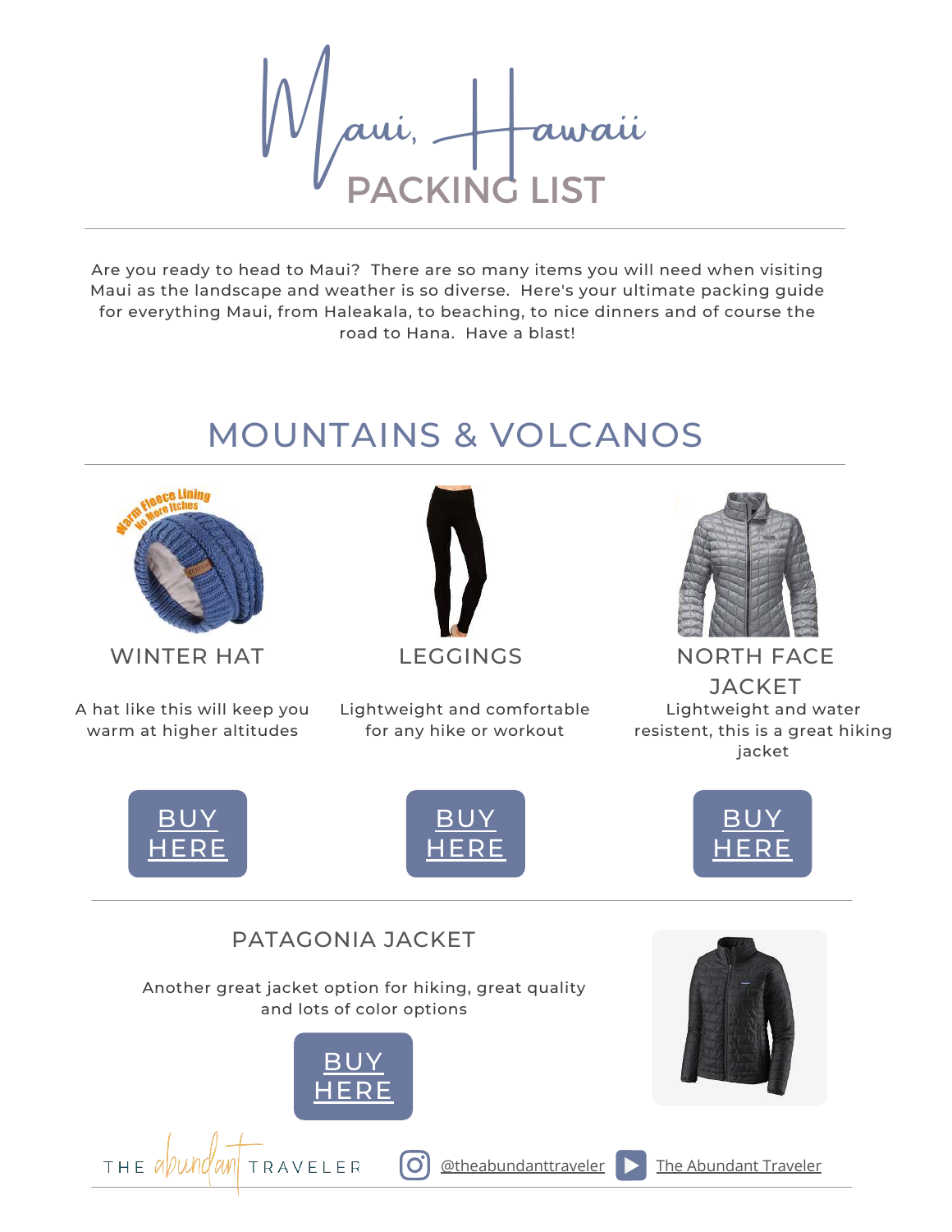# Maui, Hawaii
## PACKING LIST

Are you ready to head to Maui? There are so many items you will need when visiting Maui as the landscape and weather is so diverse. Here's your ultimate packing guide for everything Maui, from Haleakala, to beaching, to nice dinners and of course the road to Hana. Have a blast!

## MOUNTAINS & VOLCANOS

### WINTER HAT

A hat like this will keep you warm at higher altitudes

BUY HERE

### LEGGINGS

Lightweight and comfortable for any hike or workout

BUY HERE

### NORTH FACE JACKET

Lightweight and water resistent, this is a great hiking jacket

BUY HERE

### PATAGONIA JACKET

Another great jacket option for hiking, great quality and lots of color options

BUY HERE

THE abundant TRAVELER | @theabundanttraveler | The Abundant Traveler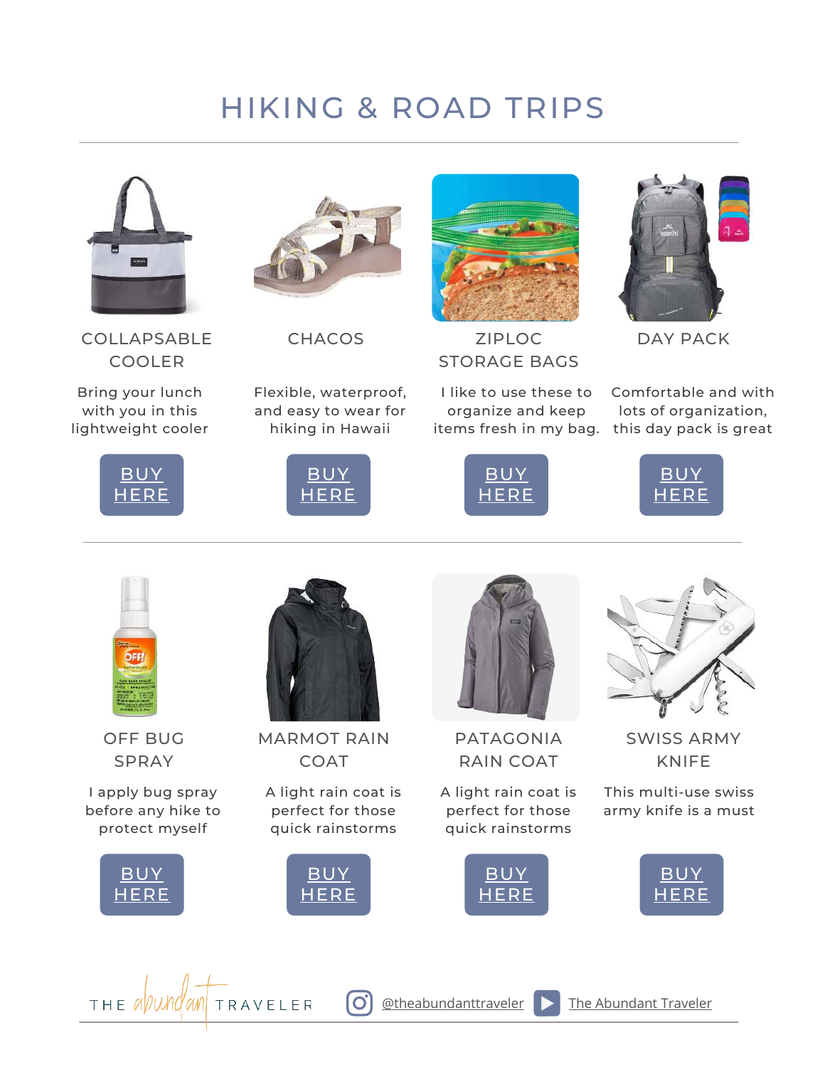# HIKING & ROAD TRIPS

### COLLAPSABLE COOLER

Bring your lunch with you in this lightweight cooler

BUY HERE

### CHACOS

Flexible, waterproof, and easy to wear for hiking in Hawaii

BUY HERE

### ZIPLOC STORAGE BAGS

I like to use these to organize and keep items fresh in my bag.

BUY HERE

### DAY PACK

Comfortable and with lots of organization, this day pack is great

BUY HERE

---

### OFF BUG SPRAY

I apply bug spray before any hike to protect myself

BUY HERE

### MARMOT RAIN COAT

A light rain coat is perfect for those quick rainstorms

BUY HERE

### PATAGONIA RAIN COAT

A light rain coat is perfect for those quick rainstorms

BUY HERE

### SWISS ARMY KNIFE

This multi-use swiss army knife is a must

BUY HERE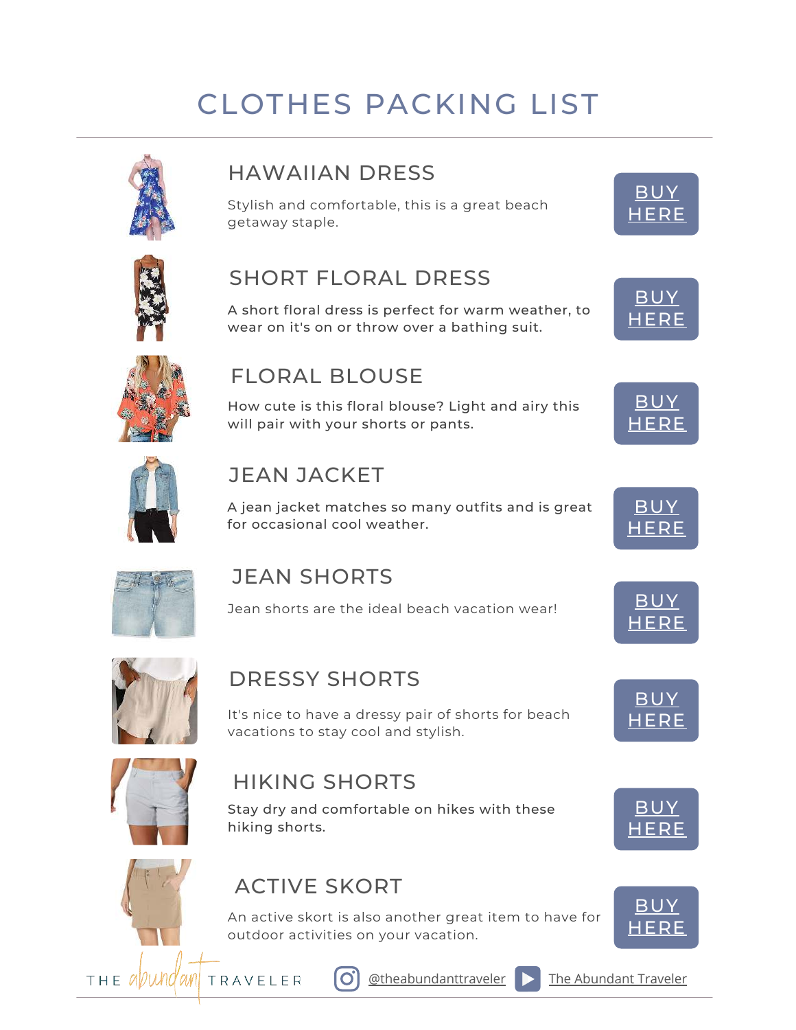# CLOTHES PACKING LIST

## HAWAIIAN DRESS

Stylish and comfortable, this is a great beach getaway staple.

BUY HERE

## SHORT FLORAL DRESS

A short floral dress is perfect for warm weather, to wear on it's on or throw over a bathing suit.

BUY HERE

## FLORAL BLOUSE

How cute is this floral blouse? Light and airy this will pair with your shorts or pants.

BUY HERE

## JEAN JACKET

A jean jacket matches so many outfits and is great for occasional cool weather.

BUY HERE

## JEAN SHORTS

Jean shorts are the ideal beach vacation wear!

BUY HERE

## DRESSY SHORTS

It's nice to have a dressy pair of shorts for beach vacations to stay cool and stylish.

BUY HERE

## HIKING SHORTS

Stay dry and comfortable on hikes with these hiking shorts.

BUY HERE

## ACTIVE SKORT

An active skort is also another great item to have for outdoor activities on your vacation.

BUY HERE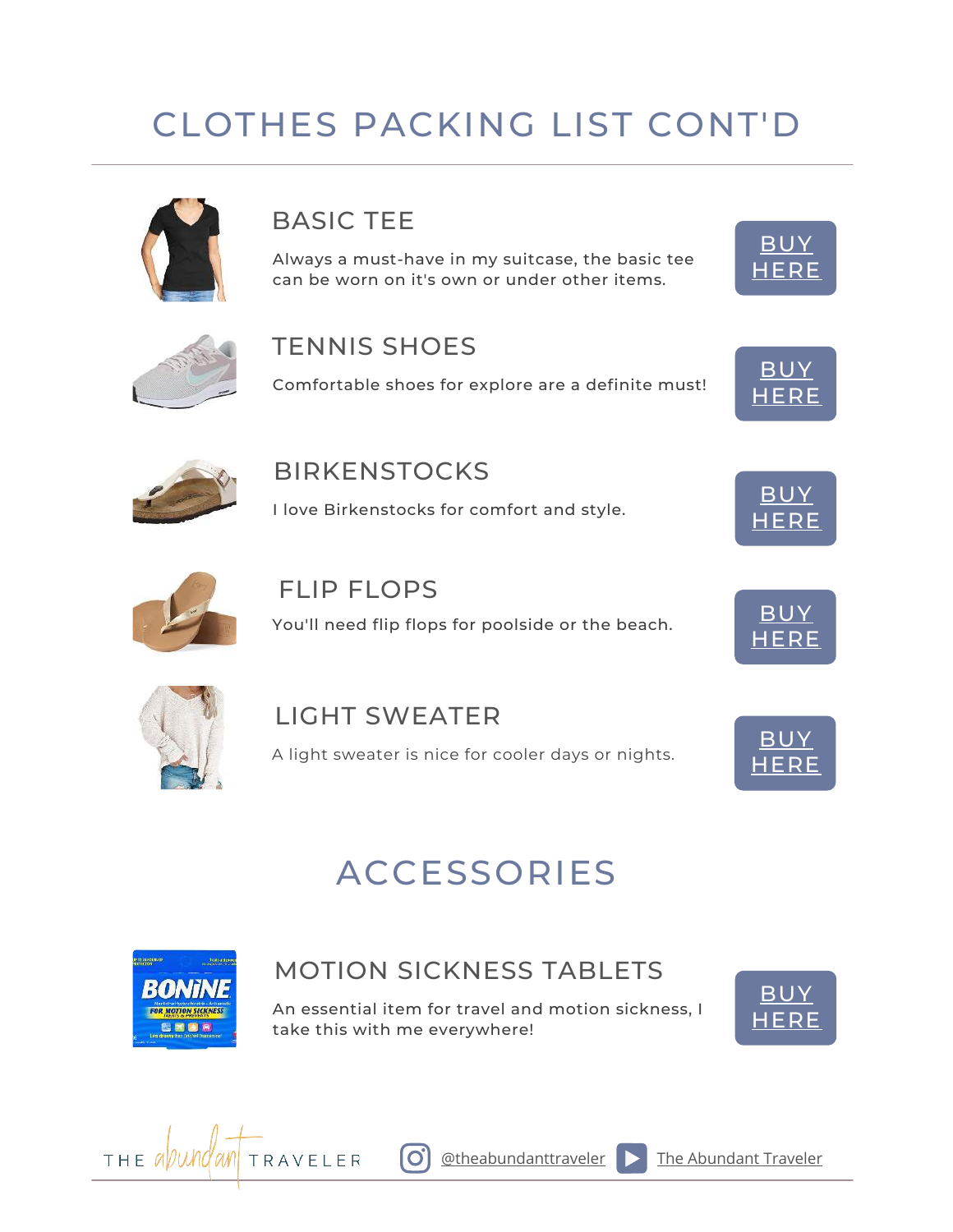# CLOTHES PACKING LIST CONT'D

### BASIC TEE

Always a must-have in my suitcase, the basic tee can be worn on it's own or under other items.

BUY HERE

### TENNIS SHOES

Comfortable shoes for explore are a definite must!

BUY HERE

### BIRKENSTOCKS

I love Birkenstocks for comfort and style.

BUY HERE

### FLIP FLOPS

You'll need flip flops for poolside or the beach.

BUY HERE

### LIGHT SWEATER

A light sweater is nice for cooler days or nights.

BUY HERE

# ACCESSORIES

### MOTION SICKNESS TABLETS

An essential item for travel and motion sickness, I take this with me everywhere!

BUY HERE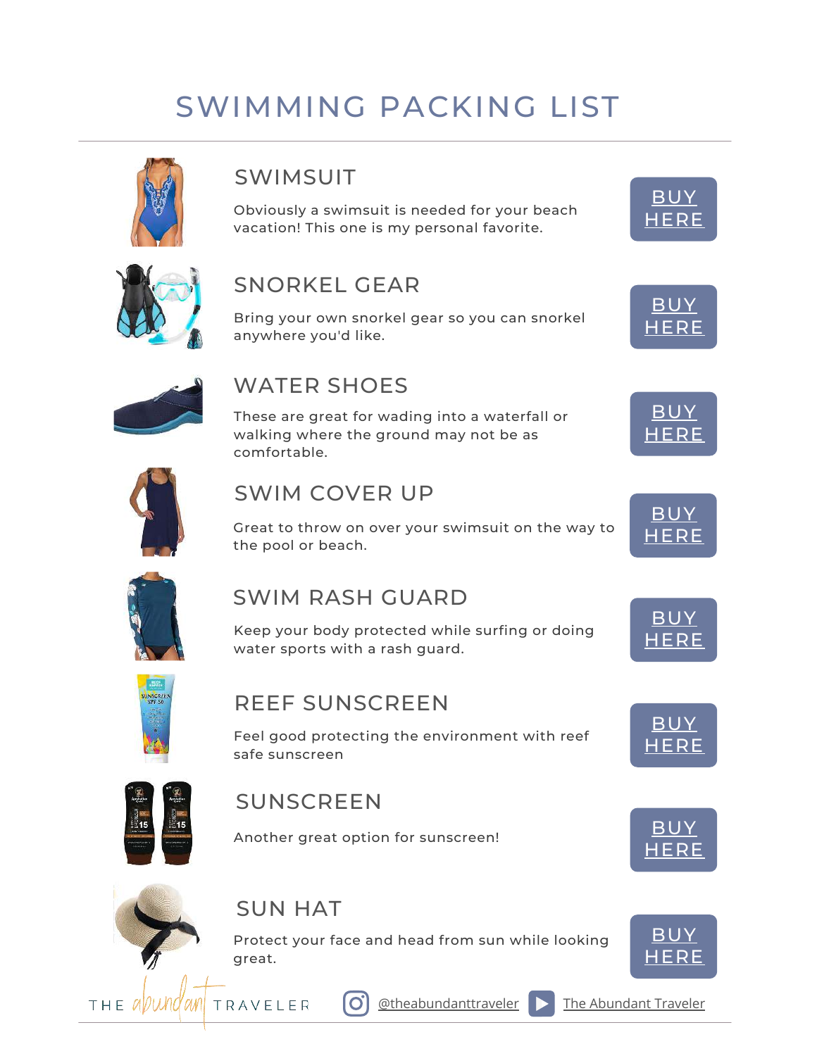# SWIMMING PACKING LIST

## SWIMSUIT

Obviously a swimsuit is needed for your beach vacation! This one is my personal favorite.

BUY HERE

## SNORKEL GEAR

Bring your own snorkel gear so you can snorkel anywhere you'd like.

BUY HERE

## WATER SHOES

These are great for wading into a waterfall or walking where the ground may not be as comfortable.

BUY HERE

## SWIM COVER UP

Great to throw on over your swimsuit on the way to the pool or beach.

BUY HERE

## SWIM RASH GUARD

Keep your body protected while surfing or doing water sports with a rash guard.

BUY HERE

## REEF SUNSCREEN

Feel good protecting the environment with reef safe sunscreen

BUY HERE

## SUNSCREEN

Another great option for sunscreen!

BUY HERE

## SUN HAT

Protect your face and head from sun while looking great.

BUY HERE

THE abundant TRAVELER @theabundanttraveler The Abundant Traveler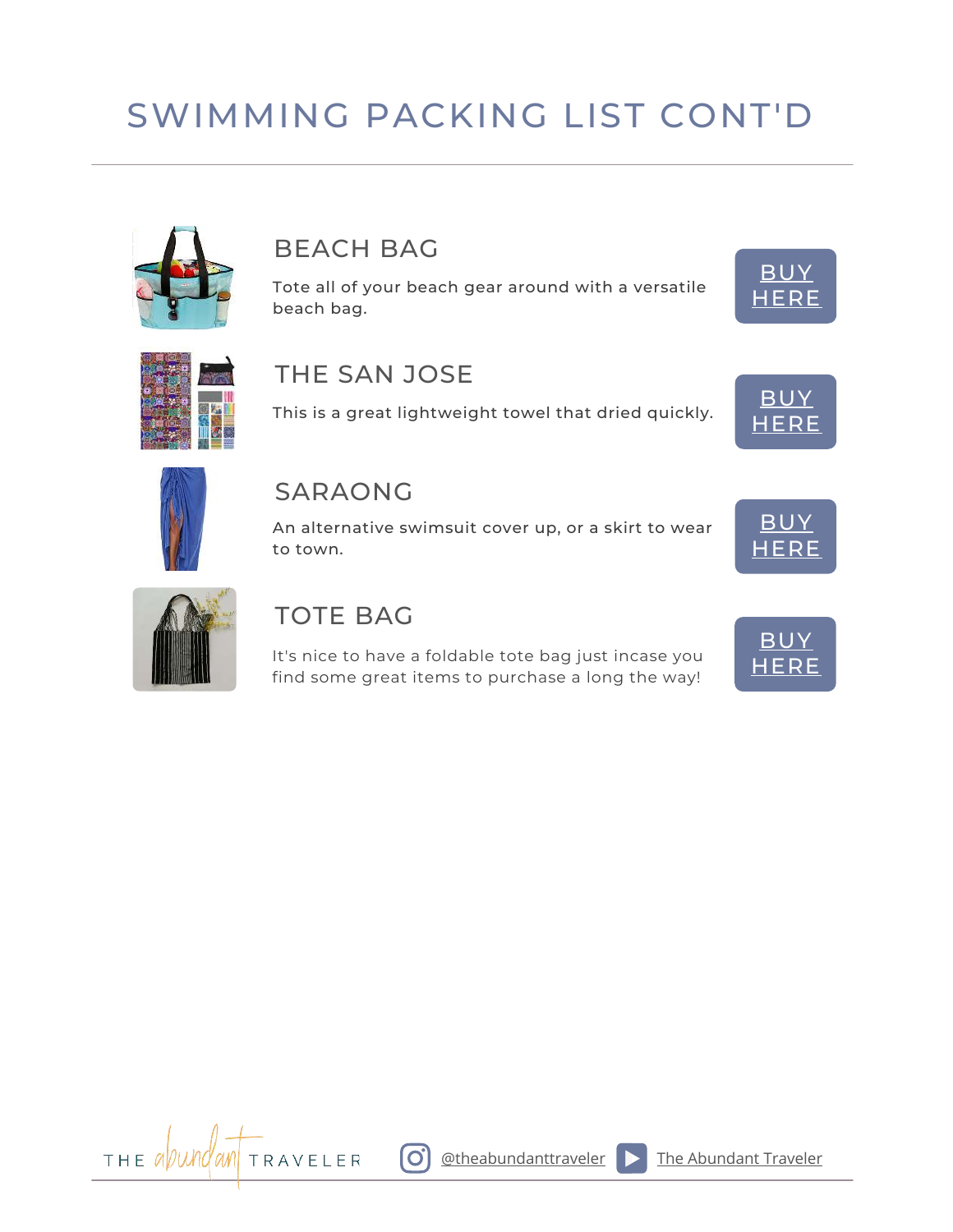# SWIMMING PACKING LIST CONT'D

## BEACH BAG

Tote all of your beach gear around with a versatile beach bag.

BUY HERE

## THE SAN JOSE

This is a great lightweight towel that dried quickly.

BUY HERE

## SARAONG

An alternative swimsuit cover up, or a skirt to wear to town.

BUY HERE

## TOTE BAG

It's nice to have a foldable tote bag just incase you find some great items to purchase a long the way!

BUY HERE

THE abundant TRAVELER @theabundanttraveler The Abundant Traveler